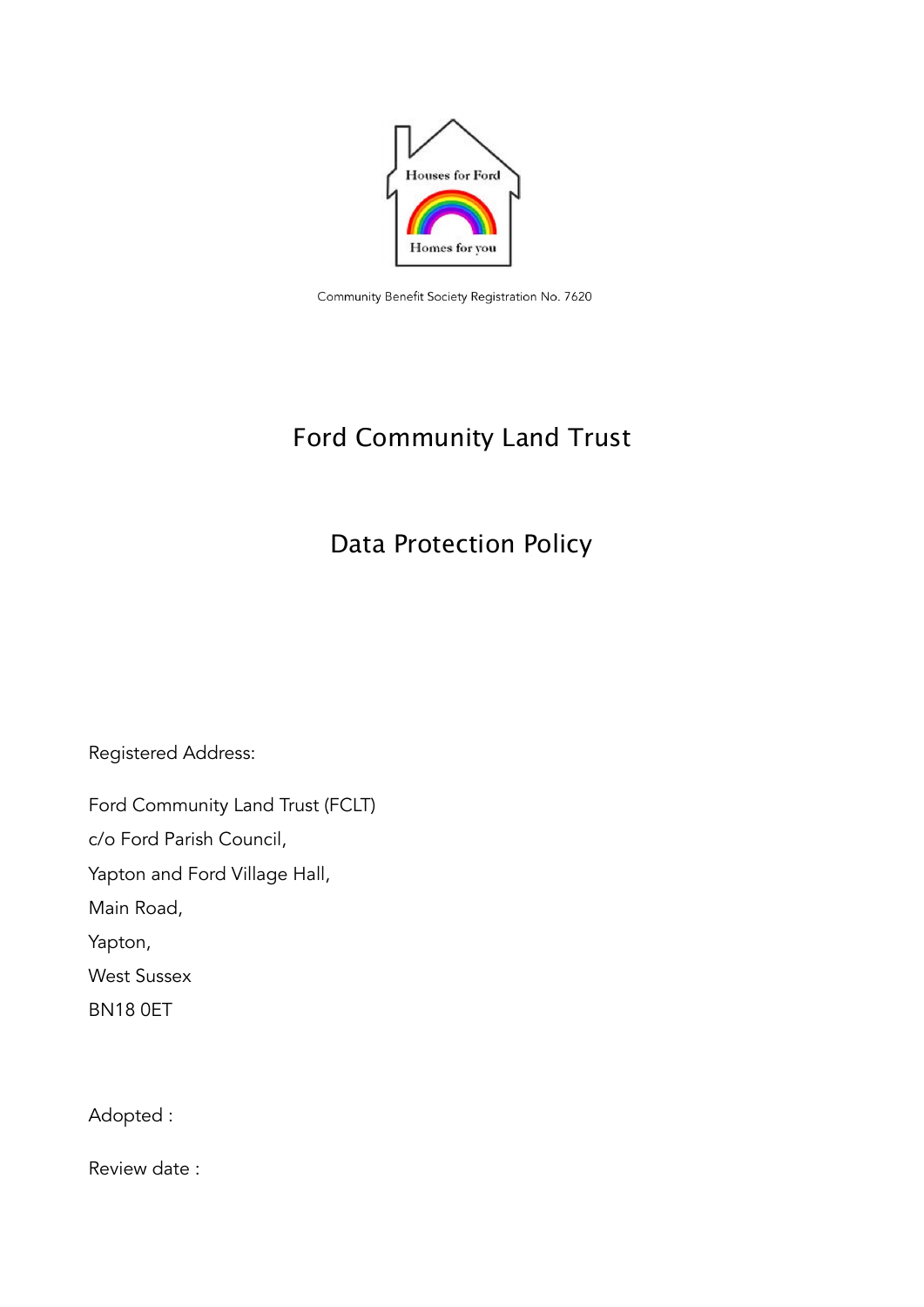Houses for Ford

Homes for you

Community Benefit Society Registration No. 7620

# Ford Community Land Trust

# Data Protection Policy

Registered Address:

Ford Community Land Trust (FCLT)
c/o Ford Parish Council,
Yapton and Ford Village Hall,
Main Road,
Yapton,
West Sussex
BN18 0ET

Adopted :

Review date :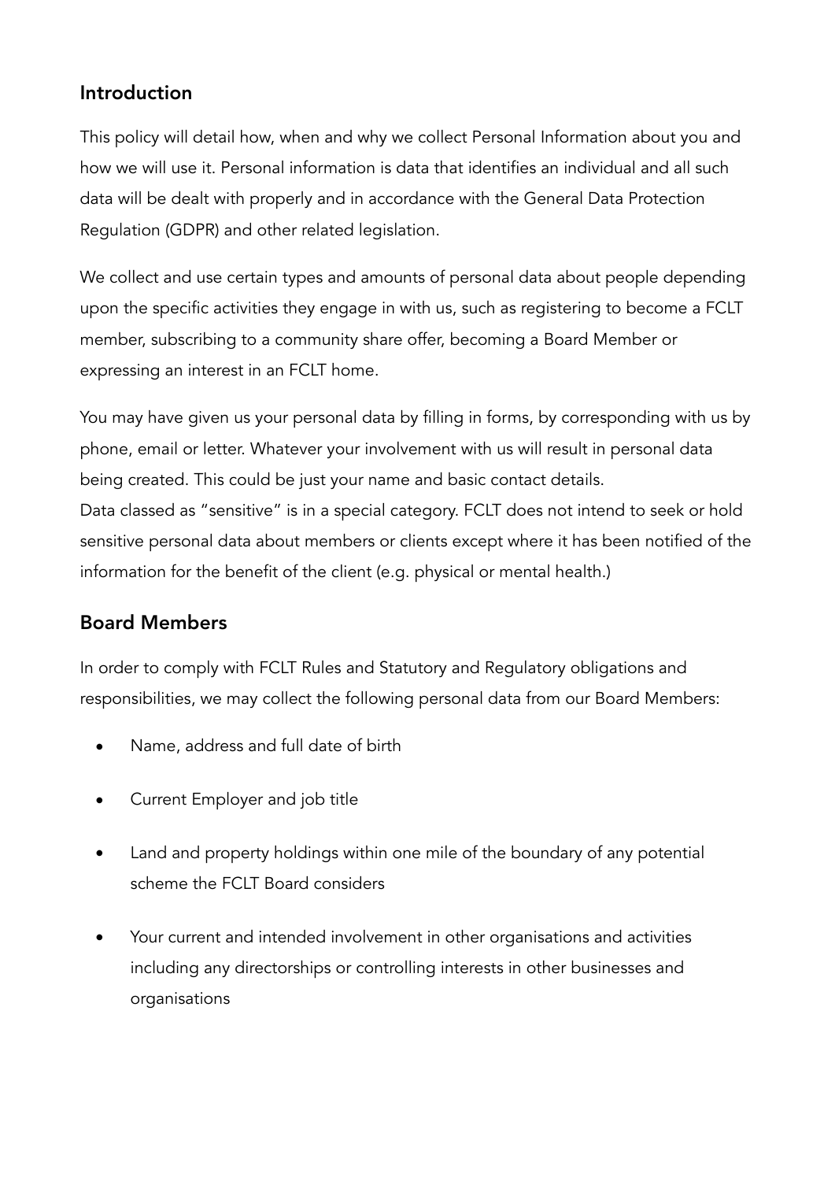## Introduction

This policy will detail how, when and why we collect Personal Information about you and how we will use it. Personal information is data that identifies an individual and all such data will be dealt with properly and in accordance with the General Data Protection Regulation (GDPR) and other related legislation.

We collect and use certain types and amounts of personal data about people depending upon the specific activities they engage in with us, such as registering to become a FCLT member, subscribing to a community share offer, becoming a Board Member or expressing an interest in an FCLT home.

You may have given us your personal data by filling in forms, by corresponding with us by phone, email or letter. Whatever your involvement with us will result in personal data being created. This could be just your name and basic contact details.
Data classed as "sensitive" is in a special category. FCLT does not intend to seek or hold sensitive personal data about members or clients except where it has been notified of the information for the benefit of the client (e.g. physical or mental health.)

## Board Members

In order to comply with FCLT Rules and Statutory and Regulatory obligations and responsibilities, we may collect the following personal data from our Board Members:

- Name, address and full date of birth
- Current Employer and job title
- Land and property holdings within one mile of the boundary of any potential scheme the FCLT Board considers
- Your current and intended involvement in other organisations and activities including any directorships or controlling interests in other businesses and organisations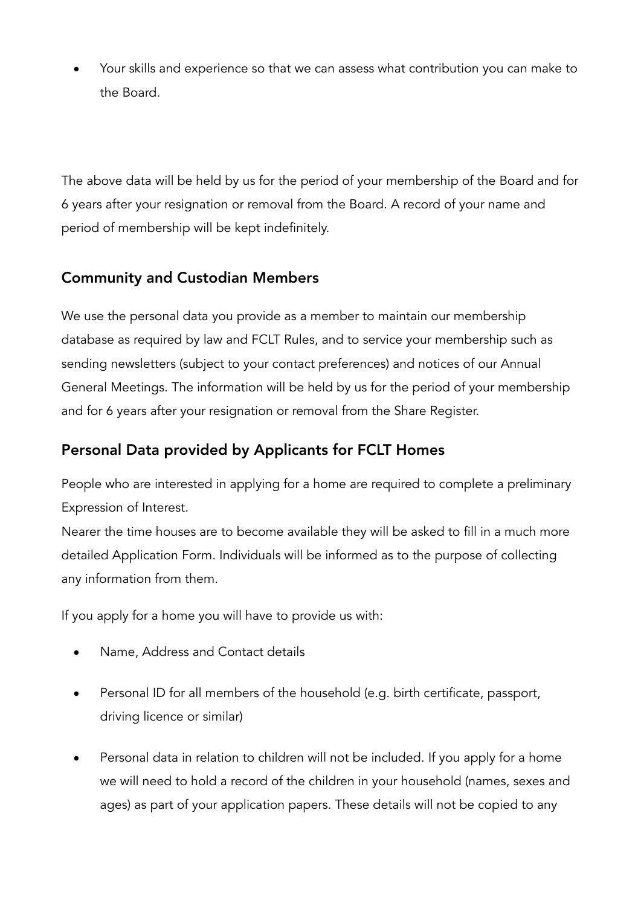- Your skills and experience so that we can assess what contribution you can make to the Board.

The above data will be held by us for the period of your membership of the Board and for 6 years after your resignation or removal from the Board. A record of your name and period of membership will be kept indefinitely.

## Community and Custodian Members

We use the personal data you provide as a member to maintain our membership database as required by law and FCLT Rules, and to service your membership such as sending newsletters (subject to your contact preferences) and notices of our Annual General Meetings. The information will be held by us for the period of your membership and for 6 years after your resignation or removal from the Share Register.

## Personal Data provided by Applicants for FCLT Homes

People who are interested in applying for a home are required to complete a preliminary Expression of Interest.
Nearer the time houses are to become available they will be asked to fill in a much more detailed Application Form. Individuals will be informed as to the purpose of collecting any information from them.

If you apply for a home you will have to provide us with:

- Name, Address and Contact details
- Personal ID for all members of the household (e.g. birth certificate, passport, driving licence or similar)
- Personal data in relation to children will not be included. If you apply for a home we will need to hold a record of the children in your household (names, sexes and ages) as part of your application papers. These details will not be copied to any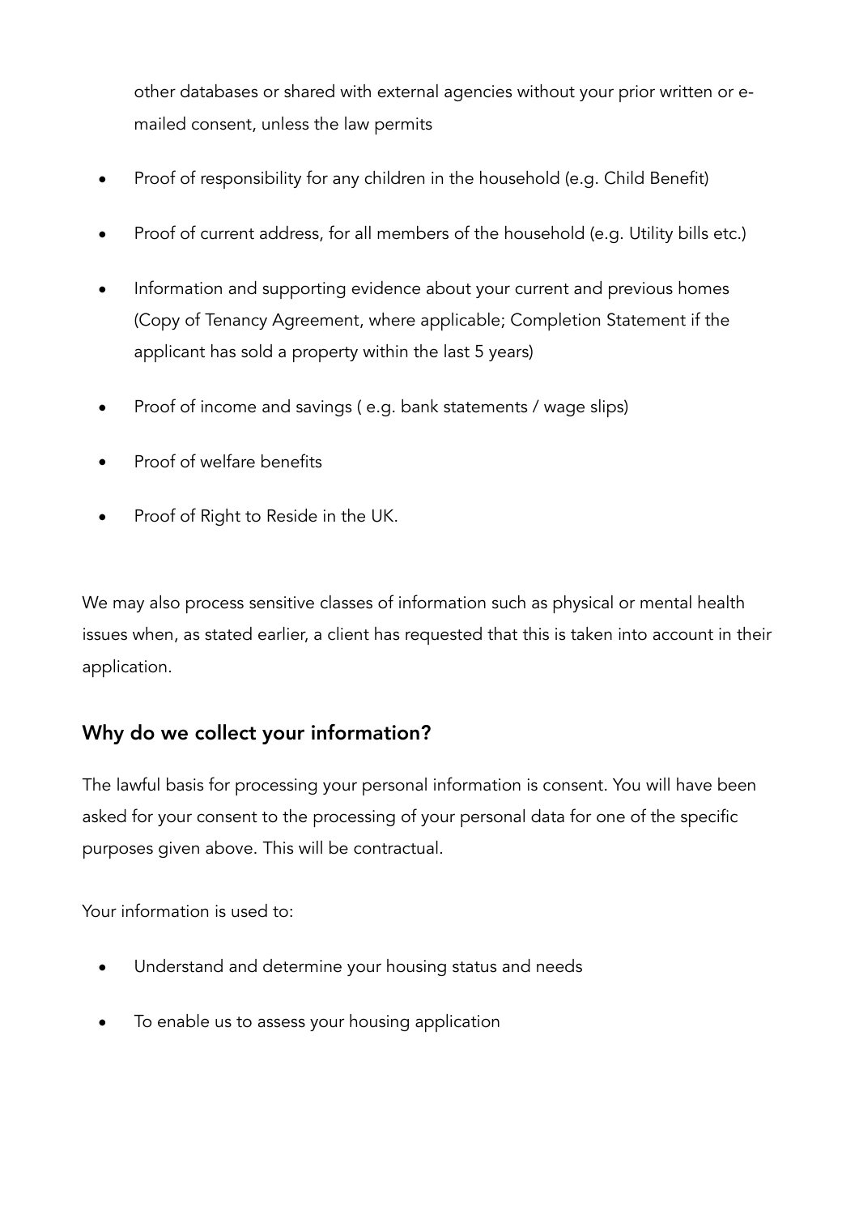other databases or shared with external agencies without your prior written or e-mailed consent, unless the law permits

- Proof of responsibility for any children in the household (e.g. Child Benefit)
- Proof of current address, for all members of the household (e.g. Utility bills etc.)
- Information and supporting evidence about your current and previous homes (Copy of Tenancy Agreement, where applicable; Completion Statement if the applicant has sold a property within the last 5 years)
- Proof of income and savings ( e.g. bank statements / wage slips)
- Proof of welfare benefits
- Proof of Right to Reside in the UK.

We may also process sensitive classes of information such as physical or mental health issues when, as stated earlier, a client has requested that this is taken into account in their application.

## Why do we collect your information?

The lawful basis for processing your personal information is consent. You will have been asked for your consent to the processing of your personal data for one of the specific purposes given above. This will be contractual.

Your information is used to:

- Understand and determine your housing status and needs
- To enable us to assess your housing application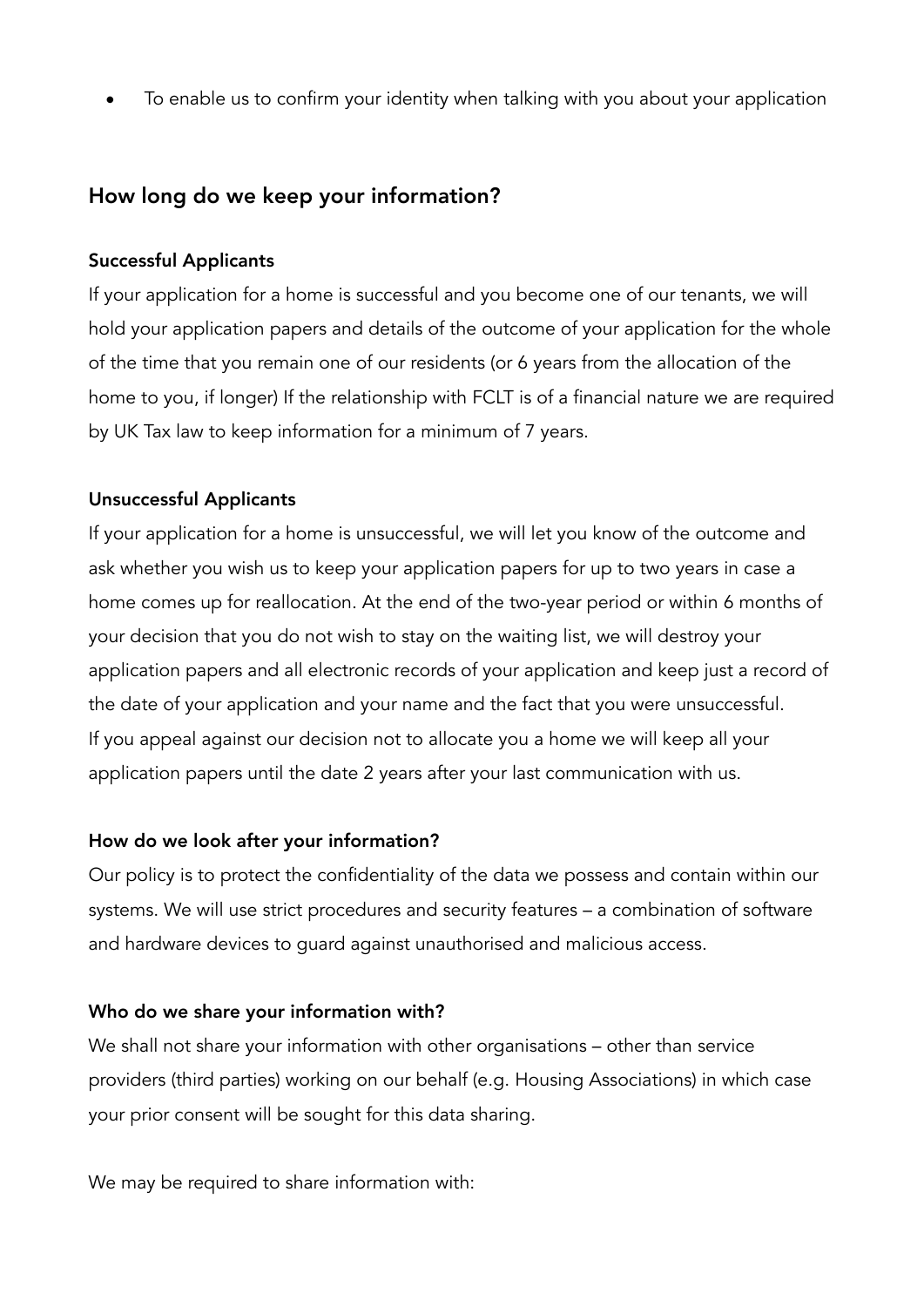- To enable us to confirm your identity when talking with you about your application

## How long do we keep your information?

**Successful Applicants**

If your application for a home is successful and you become one of our tenants, we will hold your application papers and details of the outcome of your application for the whole of the time that you remain one of our residents (or 6 years from the allocation of the home to you, if longer) If the relationship with FCLT is of a financial nature we are required by UK Tax law to keep information for a minimum of 7 years.

**Unsuccessful Applicants**

If your application for a home is unsuccessful, we will let you know of the outcome and ask whether you wish us to keep your application papers for up to two years in case a home comes up for reallocation. At the end of the two-year period or within 6 months of your decision that you do not wish to stay on the waiting list, we will destroy your application papers and all electronic records of your application and keep just a record of the date of your application and your name and the fact that you were unsuccessful. If you appeal against our decision not to allocate you a home we will keep all your application papers until the date 2 years after your last communication with us.

**How do we look after your information?**

Our policy is to protect the confidentiality of the data we possess and contain within our systems. We will use strict procedures and security features – a combination of software and hardware devices to guard against unauthorised and malicious access.

**Who do we share your information with?**

We shall not share your information with other organisations – other than service providers (third parties) working on our behalf (e.g. Housing Associations) in which case your prior consent will be sought for this data sharing.

We may be required to share information with: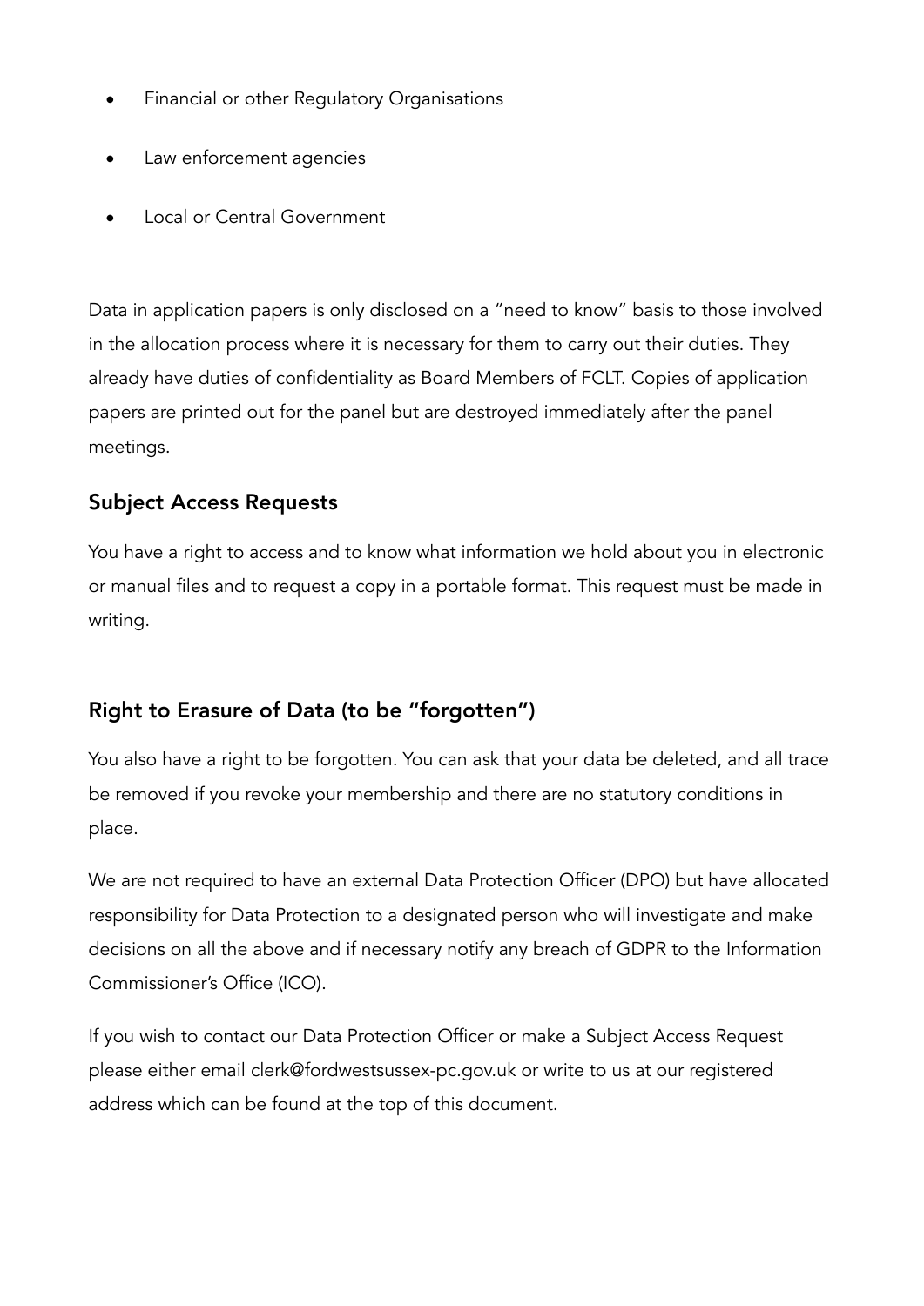- Financial or other Regulatory Organisations
- Law enforcement agencies
- Local or Central Government

Data in application papers is only disclosed on a "need to know" basis to those involved in the allocation process where it is necessary for them to carry out their duties. They already have duties of confidentiality as Board Members of FCLT. Copies of application papers are printed out for the panel but are destroyed immediately after the panel meetings.

## Subject Access Requests

You have a right to access and to know what information we hold about you in electronic or manual files and to request a copy in a portable format. This request must be made in writing.

## Right to Erasure of Data (to be "forgotten")

You also have a right to be forgotten. You can ask that your data be deleted, and all trace be removed if you revoke your membership and there are no statutory conditions in place.

We are not required to have an external Data Protection Officer (DPO) but have allocated responsibility for Data Protection to a designated person who will investigate and make decisions on all the above and if necessary notify any breach of GDPR to the Information Commissioner's Office (ICO).

If you wish to contact our Data Protection Officer or make a Subject Access Request please either email clerk@fordwestsussex-pc.gov.uk or write to us at our registered address which can be found at the top of this document.